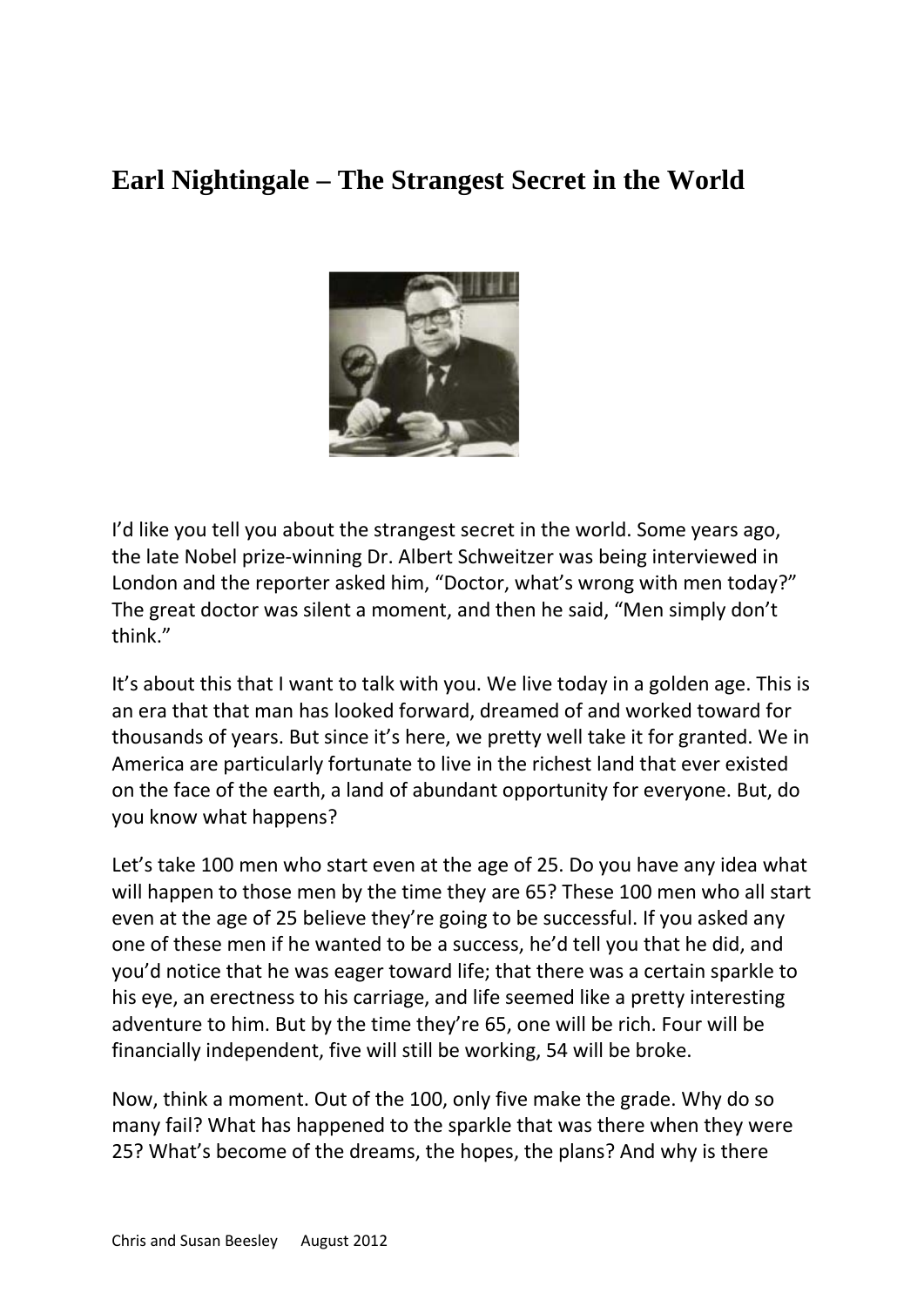# Earl Nightingale – The Strangest Secret in the World

I'd like you tell you about the strangest secret in the world. Some years ago, the late Nobel prize-winning Dr. Albert Schweitzer was being interviewed in London and the reporter asked him, "Doctor, what's wrong with men today?" The great doctor was silent a moment, and then he said, "Men simply don't think."

It's about this that I want to talk with you. We live today in a golden age. This is an era that that man has looked forward, dreamed of and worked toward for thousands of years. But since it's here, we pretty well take it for granted. We in America are particularly fortunate to live in the richest land that ever existed on the face of the earth, a land of abundant opportunity for everyone. But, do you know what happens?

Let's take 100 men who start even at the age of 25. Do you have any idea what will happen to those men by the time they are 65? These 100 men who all start even at the age of 25 believe they're going to be successful. If you asked any one of these men if he wanted to be a success, he'd tell you that he did, and you'd notice that he was eager toward life; that there was a certain sparkle to his eye, an erectness to his carriage, and life seemed like a pretty interesting adventure to him. But by the time they're 65, one will be rich. Four will be financially independent, five will still be working, 54 will be broke.

Now, think a moment. Out of the 100, only five make the grade. Why do so many fail? What has happened to the sparkle that was there when they were 25? What's become of the dreams, the hopes, the plans? And why is there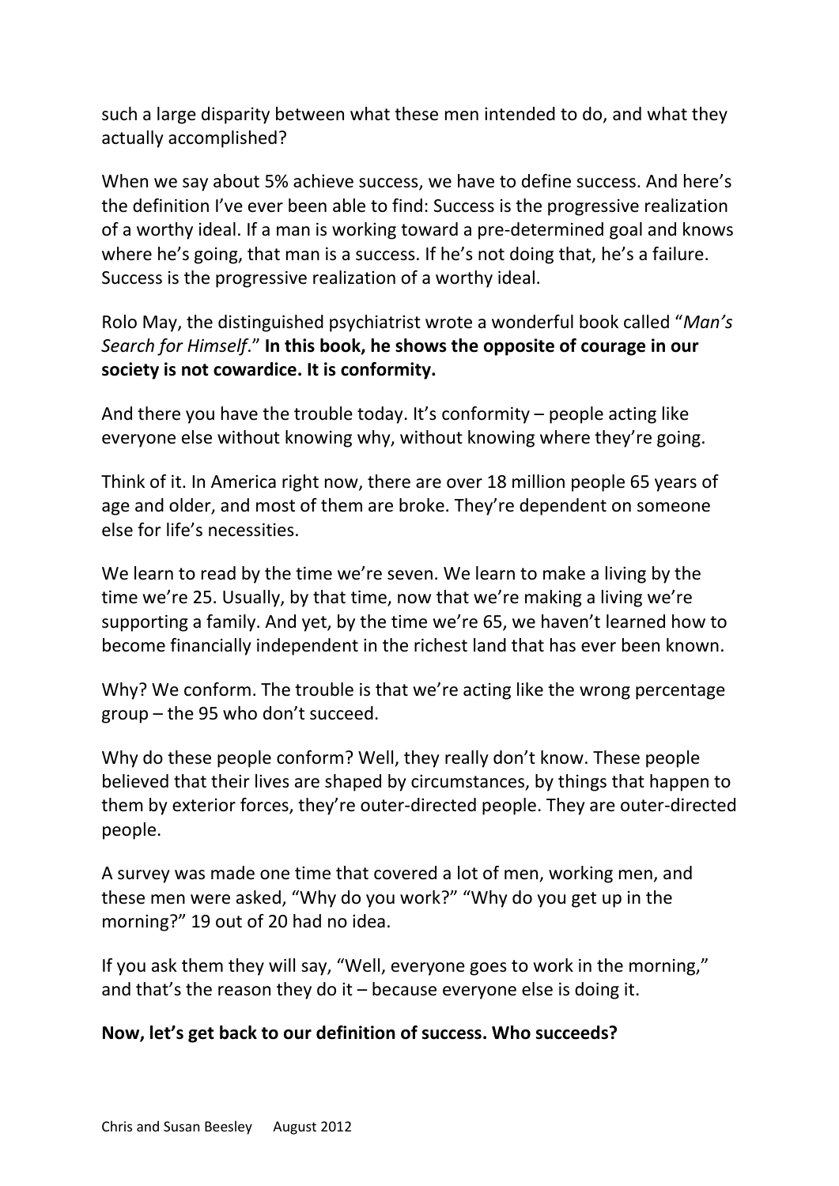such a large disparity between what these men intended to do, and what they actually accomplished?

When we say about 5% achieve success, we have to define success. And here's the definition I've ever been able to find: Success is the progressive realization of a worthy ideal. If a man is working toward a pre-determined goal and knows where he's going, that man is a success. If he's not doing that, he's a failure. Success is the progressive realization of a worthy ideal.

Rolo May, the distinguished psychiatrist wrote a wonderful book called "*Man's Search for Himself*." **In this book, he shows the opposite of courage in our society is not cowardice. It is conformity.**

And there you have the trouble today. It's conformity – people acting like everyone else without knowing why, without knowing where they're going.

Think of it. In America right now, there are over 18 million people 65 years of age and older, and most of them are broke. They're dependent on someone else for life's necessities.

We learn to read by the time we're seven. We learn to make a living by the time we're 25. Usually, by that time, now that we're making a living we're supporting a family. And yet, by the time we're 65, we haven't learned how to become financially independent in the richest land that has ever been known.

Why? We conform. The trouble is that we're acting like the wrong percentage group – the 95 who don't succeed.

Why do these people conform? Well, they really don't know. These people believed that their lives are shaped by circumstances, by things that happen to them by exterior forces, they're outer-directed people. They are outer-directed people.

A survey was made one time that covered a lot of men, working men, and these men were asked, "Why do you work?" "Why do you get up in the morning?" 19 out of 20 had no idea.

If you ask them they will say, "Well, everyone goes to work in the morning," and that's the reason they do it – because everyone else is doing it.

**Now, let's get back to our definition of success. Who succeeds?**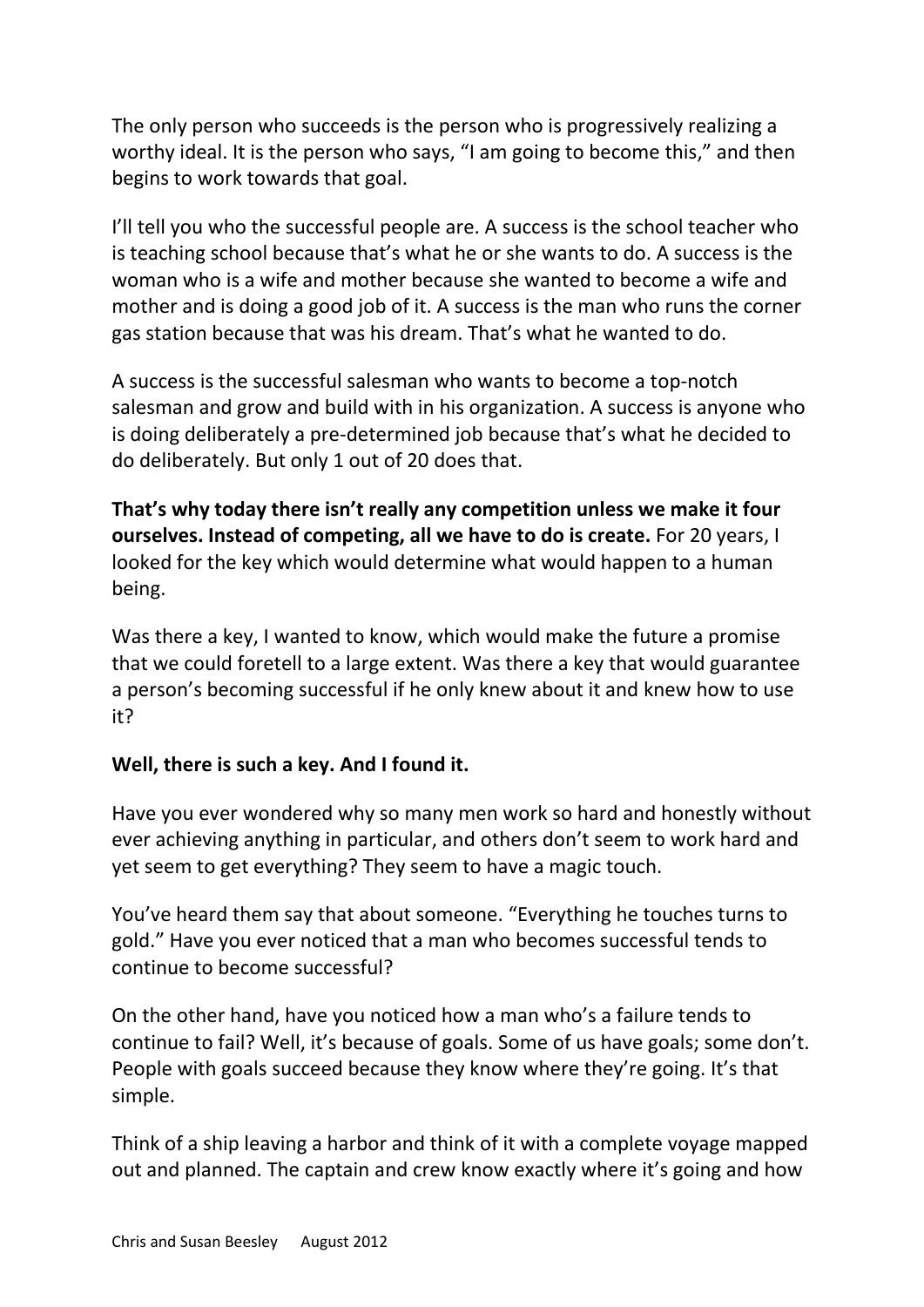The only person who succeeds is the person who is progressively realizing a worthy ideal. It is the person who says, "I am going to become this," and then begins to work towards that goal.

I'll tell you who the successful people are. A success is the school teacher who is teaching school because that's what he or she wants to do. A success is the woman who is a wife and mother because she wanted to become a wife and mother and is doing a good job of it. A success is the man who runs the corner gas station because that was his dream. That's what he wanted to do.

A success is the successful salesman who wants to become a top-notch salesman and grow and build with in his organization. A success is anyone who is doing deliberately a pre-determined job because that's what he decided to do deliberately. But only 1 out of 20 does that.

**That's why today there isn't really any competition unless we make it four ourselves. Instead of competing, all we have to do is create.** For 20 years, I looked for the key which would determine what would happen to a human being.

Was there a key, I wanted to know, which would make the future a promise that we could foretell to a large extent. Was there a key that would guarantee a person's becoming successful if he only knew about it and knew how to use it?

**Well, there is such a key. And I found it.**

Have you ever wondered why so many men work so hard and honestly without ever achieving anything in particular, and others don't seem to work hard and yet seem to get everything? They seem to have a magic touch.

You've heard them say that about someone. "Everything he touches turns to gold." Have you ever noticed that a man who becomes successful tends to continue to become successful?

On the other hand, have you noticed how a man who's a failure tends to continue to fail? Well, it's because of goals. Some of us have goals; some don't. People with goals succeed because they know where they're going. It's that simple.

Think of a ship leaving a harbor and think of it with a complete voyage mapped out and planned. The captain and crew know exactly where it's going and how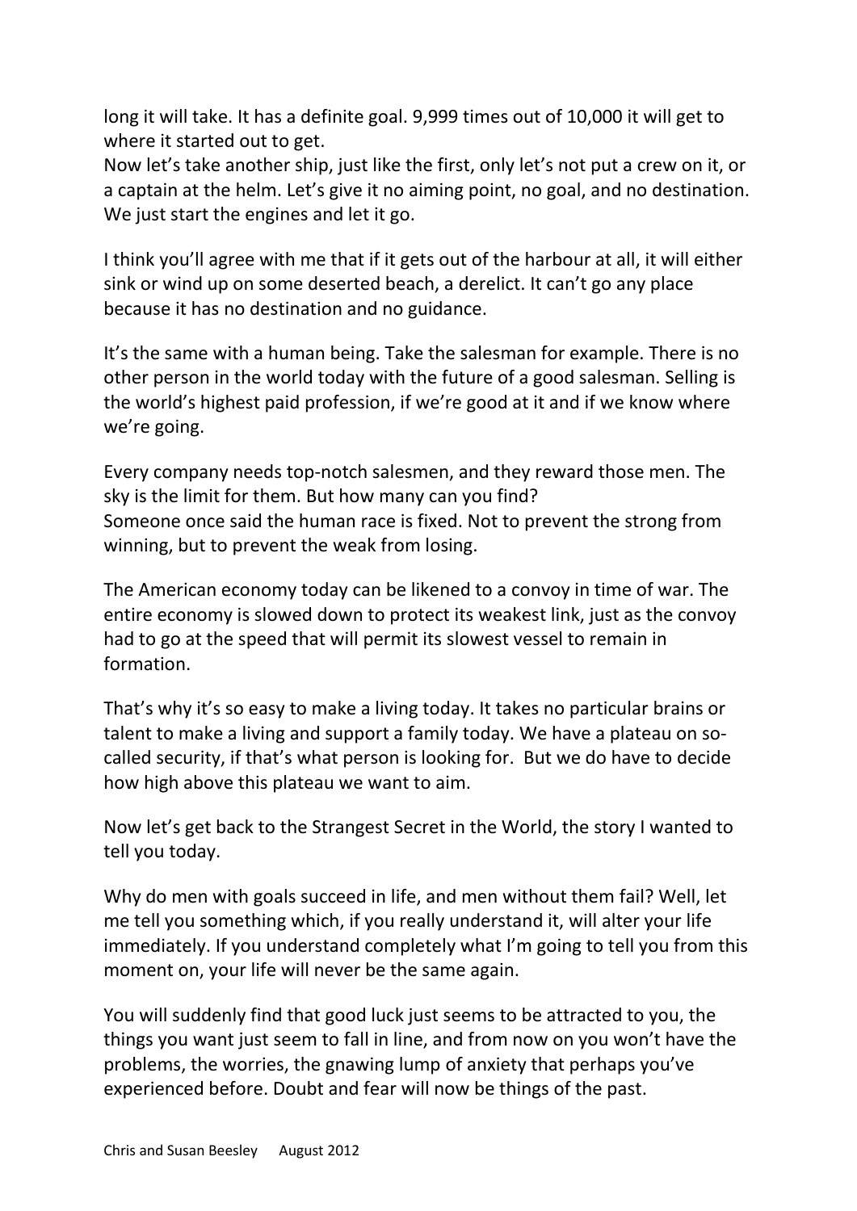long it will take. It has a definite goal. 9,999 times out of 10,000 it will get to where it started out to get.
Now let's take another ship, just like the first, only let's not put a crew on it, or a captain at the helm. Let's give it no aiming point, no goal, and no destination. We just start the engines and let it go.

I think you'll agree with me that if it gets out of the harbour at all, it will either sink or wind up on some deserted beach, a derelict. It can't go any place because it has no destination and no guidance.

It's the same with a human being. Take the salesman for example. There is no other person in the world today with the future of a good salesman. Selling is the world's highest paid profession, if we're good at it and if we know where we're going.

Every company needs top-notch salesmen, and they reward those men. The sky is the limit for them. But how many can you find?
Someone once said the human race is fixed. Not to prevent the strong from winning, but to prevent the weak from losing.

The American economy today can be likened to a convoy in time of war. The entire economy is slowed down to protect its weakest link, just as the convoy had to go at the speed that will permit its slowest vessel to remain in formation.

That's why it's so easy to make a living today. It takes no particular brains or talent to make a living and support a family today. We have a plateau on so-called security, if that's what person is looking for. But we do have to decide how high above this plateau we want to aim.

Now let's get back to the Strangest Secret in the World, the story I wanted to tell you today.

Why do men with goals succeed in life, and men without them fail? Well, let me tell you something which, if you really understand it, will alter your life immediately. If you understand completely what I'm going to tell you from this moment on, your life will never be the same again.

You will suddenly find that good luck just seems to be attracted to you, the things you want just seem to fall in line, and from now on you won't have the problems, the worries, the gnawing lump of anxiety that perhaps you've experienced before. Doubt and fear will now be things of the past.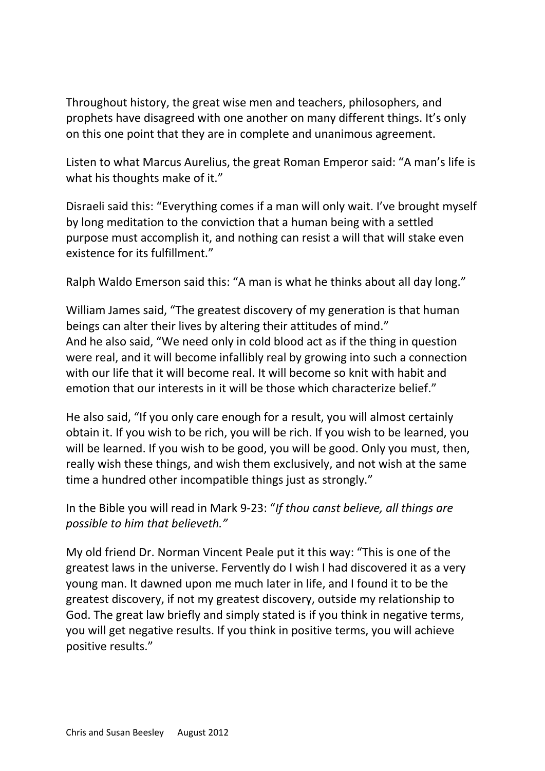Throughout history, the great wise men and teachers, philosophers, and prophets have disagreed with one another on many different things. It's only on this one point that they are in complete and unanimous agreement.

Listen to what Marcus Aurelius, the great Roman Emperor said: "A man's life is what his thoughts make of it."

Disraeli said this: "Everything comes if a man will only wait. I've brought myself by long meditation to the conviction that a human being with a settled purpose must accomplish it, and nothing can resist a will that will stake even existence for its fulfillment."

Ralph Waldo Emerson said this: "A man is what he thinks about all day long."

William James said, "The greatest discovery of my generation is that human beings can alter their lives by altering their attitudes of mind."
And he also said, "We need only in cold blood act as if the thing in question were real, and it will become infallibly real by growing into such a connection with our life that it will become real. It will become so knit with habit and emotion that our interests in it will be those which characterize belief."

He also said, "If you only care enough for a result, you will almost certainly obtain it. If you wish to be rich, you will be rich. If you wish to be learned, you will be learned. If you wish to be good, you will be good. Only you must, then, really wish these things, and wish them exclusively, and not wish at the same time a hundred other incompatible things just as strongly."

In the Bible you will read in Mark 9-23: "*If thou canst believe, all things are possible to him that believeth.*"

My old friend Dr. Norman Vincent Peale put it this way: "This is one of the greatest laws in the universe. Fervently do I wish I had discovered it as a very young man. It dawned upon me much later in life, and I found it to be the greatest discovery, if not my greatest discovery, outside my relationship to God. The great law briefly and simply stated is if you think in negative terms, you will get negative results. If you think in positive terms, you will achieve positive results."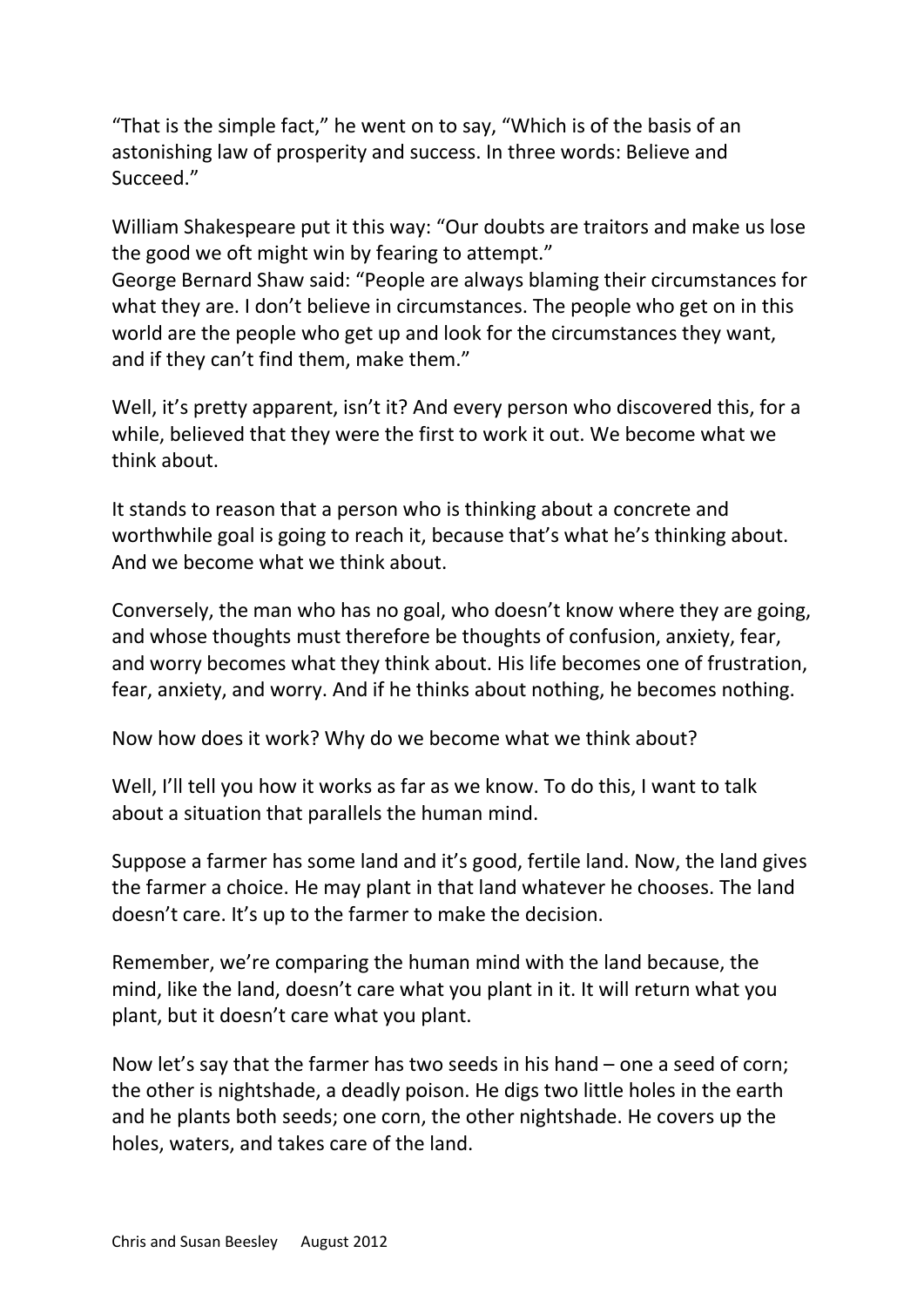"That is the simple fact," he went on to say, "Which is of the basis of an astonishing law of prosperity and success. In three words: Believe and Succeed."

William Shakespeare put it this way: "Our doubts are traitors and make us lose the good we oft might win by fearing to attempt."
George Bernard Shaw said: "People are always blaming their circumstances for what they are. I don't believe in circumstances. The people who get on in this world are the people who get up and look for the circumstances they want, and if they can't find them, make them."

Well, it's pretty apparent, isn't it? And every person who discovered this, for a while, believed that they were the first to work it out. We become what we think about.

It stands to reason that a person who is thinking about a concrete and worthwhile goal is going to reach it, because that's what he's thinking about. And we become what we think about.

Conversely, the man who has no goal, who doesn't know where they are going, and whose thoughts must therefore be thoughts of confusion, anxiety, fear, and worry becomes what they think about. His life becomes one of frustration, fear, anxiety, and worry. And if he thinks about nothing, he becomes nothing.

Now how does it work? Why do we become what we think about?

Well, I'll tell you how it works as far as we know. To do this, I want to talk about a situation that parallels the human mind.

Suppose a farmer has some land and it's good, fertile land. Now, the land gives the farmer a choice. He may plant in that land whatever he chooses. The land doesn't care. It's up to the farmer to make the decision.

Remember, we're comparing the human mind with the land because, the mind, like the land, doesn't care what you plant in it. It will return what you plant, but it doesn't care what you plant.

Now let's say that the farmer has two seeds in his hand – one a seed of corn; the other is nightshade, a deadly poison. He digs two little holes in the earth and he plants both seeds; one corn, the other nightshade. He covers up the holes, waters, and takes care of the land.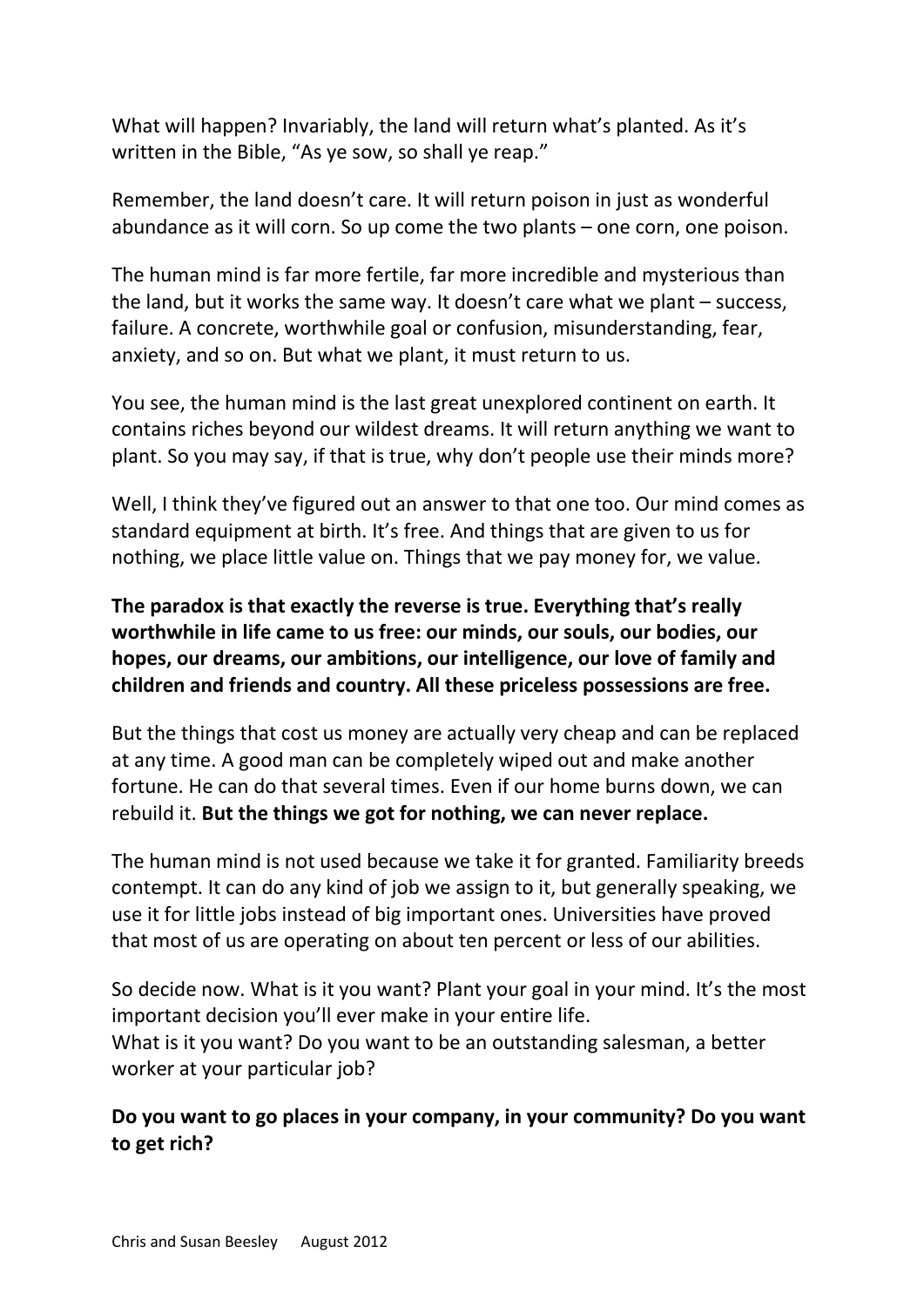What will happen? Invariably, the land will return what's planted. As it's written in the Bible, "As ye sow, so shall ye reap."

Remember, the land doesn't care. It will return poison in just as wonderful abundance as it will corn. So up come the two plants – one corn, one poison.

The human mind is far more fertile, far more incredible and mysterious than the land, but it works the same way. It doesn't care what we plant – success, failure. A concrete, worthwhile goal or confusion, misunderstanding, fear, anxiety, and so on. But what we plant, it must return to us.

You see, the human mind is the last great unexplored continent on earth. It contains riches beyond our wildest dreams. It will return anything we want to plant. So you may say, if that is true, why don't people use their minds more?

Well, I think they've figured out an answer to that one too. Our mind comes as standard equipment at birth. It's free. And things that are given to us for nothing, we place little value on. Things that we pay money for, we value.

**The paradox is that exactly the reverse is true. Everything that's really worthwhile in life came to us free: our minds, our souls, our bodies, our hopes, our dreams, our ambitions, our intelligence, our love of family and children and friends and country. All these priceless possessions are free.**

But the things that cost us money are actually very cheap and can be replaced at any time. A good man can be completely wiped out and make another fortune. He can do that several times. Even if our home burns down, we can rebuild it. **But the things we got for nothing, we can never replace.**

The human mind is not used because we take it for granted. Familiarity breeds contempt. It can do any kind of job we assign to it, but generally speaking, we use it for little jobs instead of big important ones. Universities have proved that most of us are operating on about ten percent or less of our abilities.

So decide now. What is it you want? Plant your goal in your mind. It's the most important decision you'll ever make in your entire life.
What is it you want? Do you want to be an outstanding salesman, a better worker at your particular job?

**Do you want to go places in your company, in your community? Do you want to get rich?**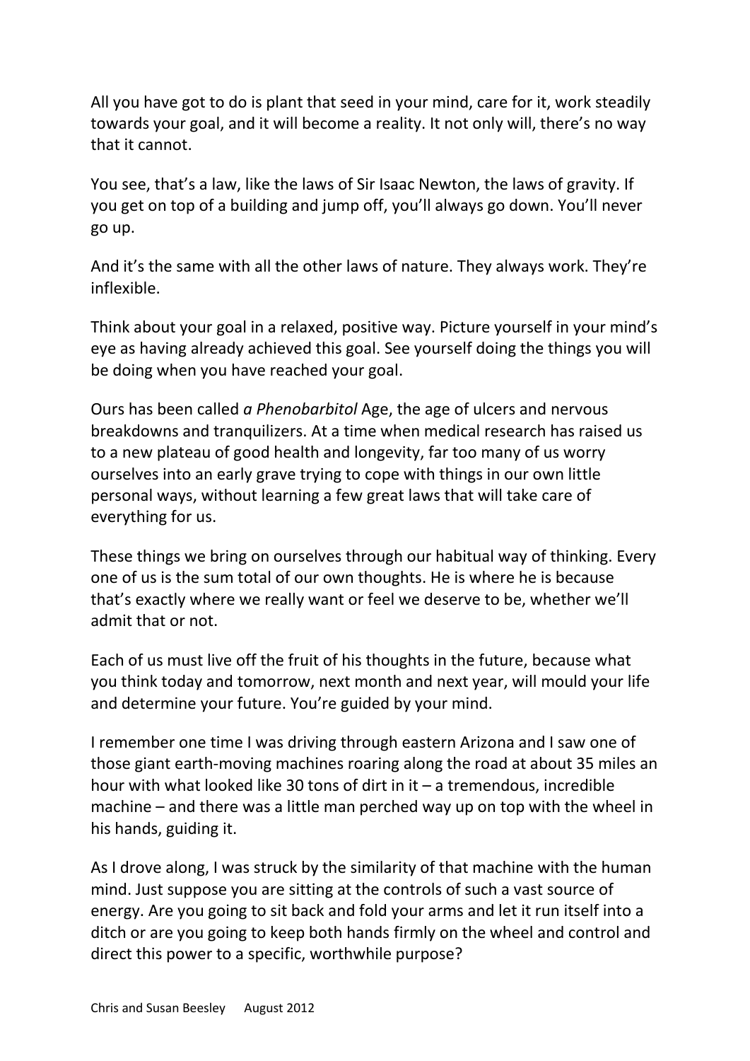All you have got to do is plant that seed in your mind, care for it, work steadily towards your goal, and it will become a reality. It not only will, there's no way that it cannot.

You see, that's a law, like the laws of Sir Isaac Newton, the laws of gravity. If you get on top of a building and jump off, you'll always go down. You'll never go up.

And it's the same with all the other laws of nature. They always work. They're inflexible.

Think about your goal in a relaxed, positive way. Picture yourself in your mind's eye as having already achieved this goal. See yourself doing the things you will be doing when you have reached your goal.

Ours has been called *a Phenobarbitol* Age, the age of ulcers and nervous breakdowns and tranquilizers. At a time when medical research has raised us to a new plateau of good health and longevity, far too many of us worry ourselves into an early grave trying to cope with things in our own little personal ways, without learning a few great laws that will take care of everything for us.

These things we bring on ourselves through our habitual way of thinking. Every one of us is the sum total of our own thoughts. He is where he is because that's exactly where we really want or feel we deserve to be, whether we'll admit that or not.

Each of us must live off the fruit of his thoughts in the future, because what you think today and tomorrow, next month and next year, will mould your life and determine your future. You're guided by your mind.

I remember one time I was driving through eastern Arizona and I saw one of those giant earth-moving machines roaring along the road at about 35 miles an hour with what looked like 30 tons of dirt in it – a tremendous, incredible machine – and there was a little man perched way up on top with the wheel in his hands, guiding it.

As I drove along, I was struck by the similarity of that machine with the human mind. Just suppose you are sitting at the controls of such a vast source of energy. Are you going to sit back and fold your arms and let it run itself into a ditch or are you going to keep both hands firmly on the wheel and control and direct this power to a specific, worthwhile purpose?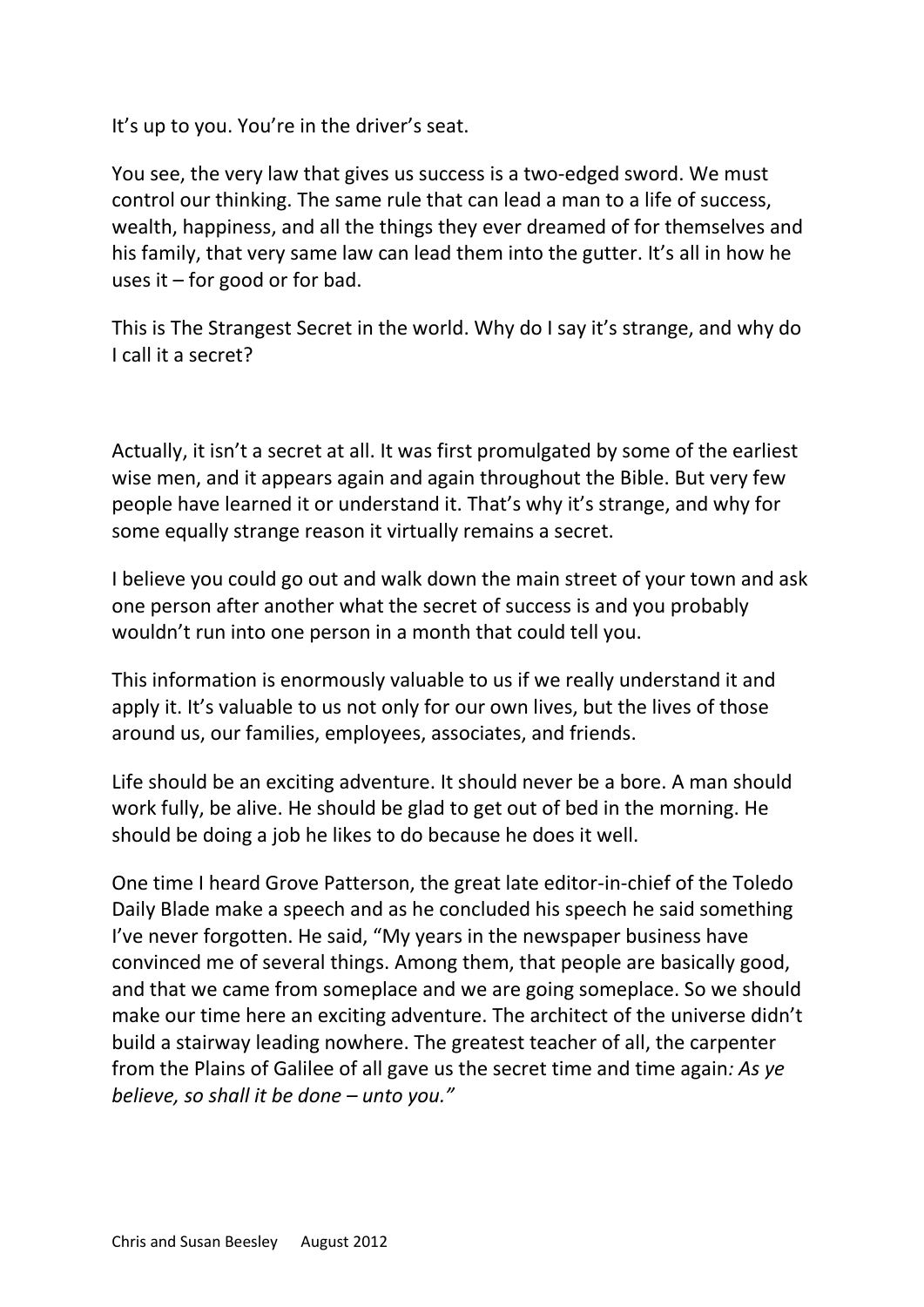It’s up to you. You’re in the driver’s seat.

You see, the very law that gives us success is a two-edged sword. We must control our thinking. The same rule that can lead a man to a life of success, wealth, happiness, and all the things they ever dreamed of for themselves and his family, that very same law can lead them into the gutter. It’s all in how he uses it – for good or for bad.

This is The Strangest Secret in the world. Why do I say it’s strange, and why do I call it a secret?

Actually, it isn’t a secret at all. It was first promulgated by some of the earliest wise men, and it appears again and again throughout the Bible. But very few people have learned it or understand it. That’s why it’s strange, and why for some equally strange reason it virtually remains a secret.

I believe you could go out and walk down the main street of your town and ask one person after another what the secret of success is and you probably wouldn’t run into one person in a month that could tell you.

This information is enormously valuable to us if we really understand it and apply it. It’s valuable to us not only for our own lives, but the lives of those around us, our families, employees, associates, and friends.

Life should be an exciting adventure. It should never be a bore. A man should work fully, be alive. He should be glad to get out of bed in the morning. He should be doing a job he likes to do because he does it well.

One time I heard Grove Patterson, the great late editor-in-chief of the Toledo Daily Blade make a speech and as he concluded his speech he said something I’ve never forgotten. He said, “My years in the newspaper business have convinced me of several things. Among them, that people are basically good, and that we came from someplace and we are going someplace. So we should make our time here an exciting adventure. The architect of the universe didn’t build a stairway leading nowhere. The greatest teacher of all, the carpenter from the Plains of Galilee of all gave us the secret time and time again*: As ye believe, so shall it be done – unto you.”*

Chris and Susan Beesley August 2012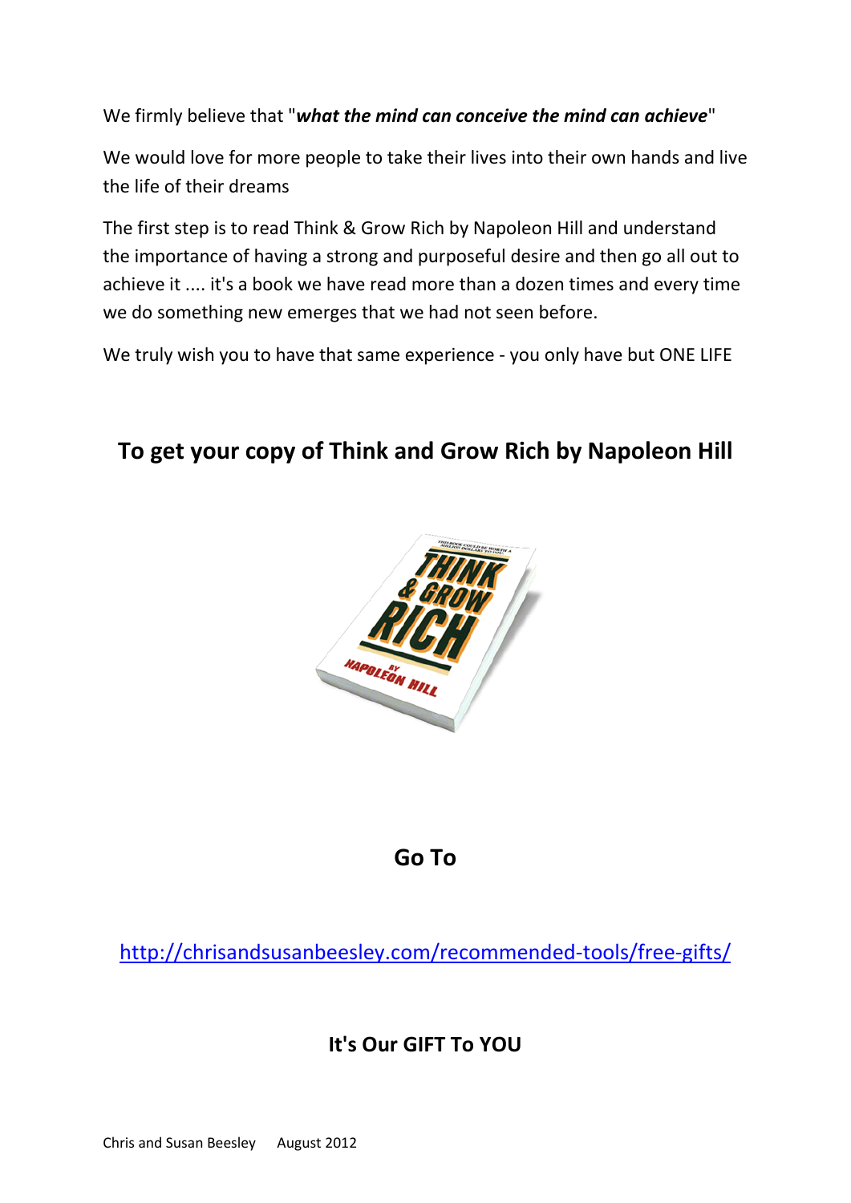We firmly believe that "***what the mind can conceive the mind can achieve***"

We would love for more people to take their lives into their own hands and live the life of their dreams

The first step is to read Think & Grow Rich by Napoleon Hill and understand the importance of having a strong and purposeful desire and then go all out to achieve it .... it's a book we have read more than a dozen times and every time we do something new emerges that we had not seen before.

We truly wish you to have that same experience - you only have but ONE LIFE

## To get your copy of Think and Grow Rich by Napoleon Hill

## Go To

[http://chrisandsusanbeesley.com/recommended-tools/free-gifts/](http://chrisandsusanbeesley.com/recommended-tools/free-gifts/)

### It's Our GIFT To YOU

Chris and Susan Beesley August 2012